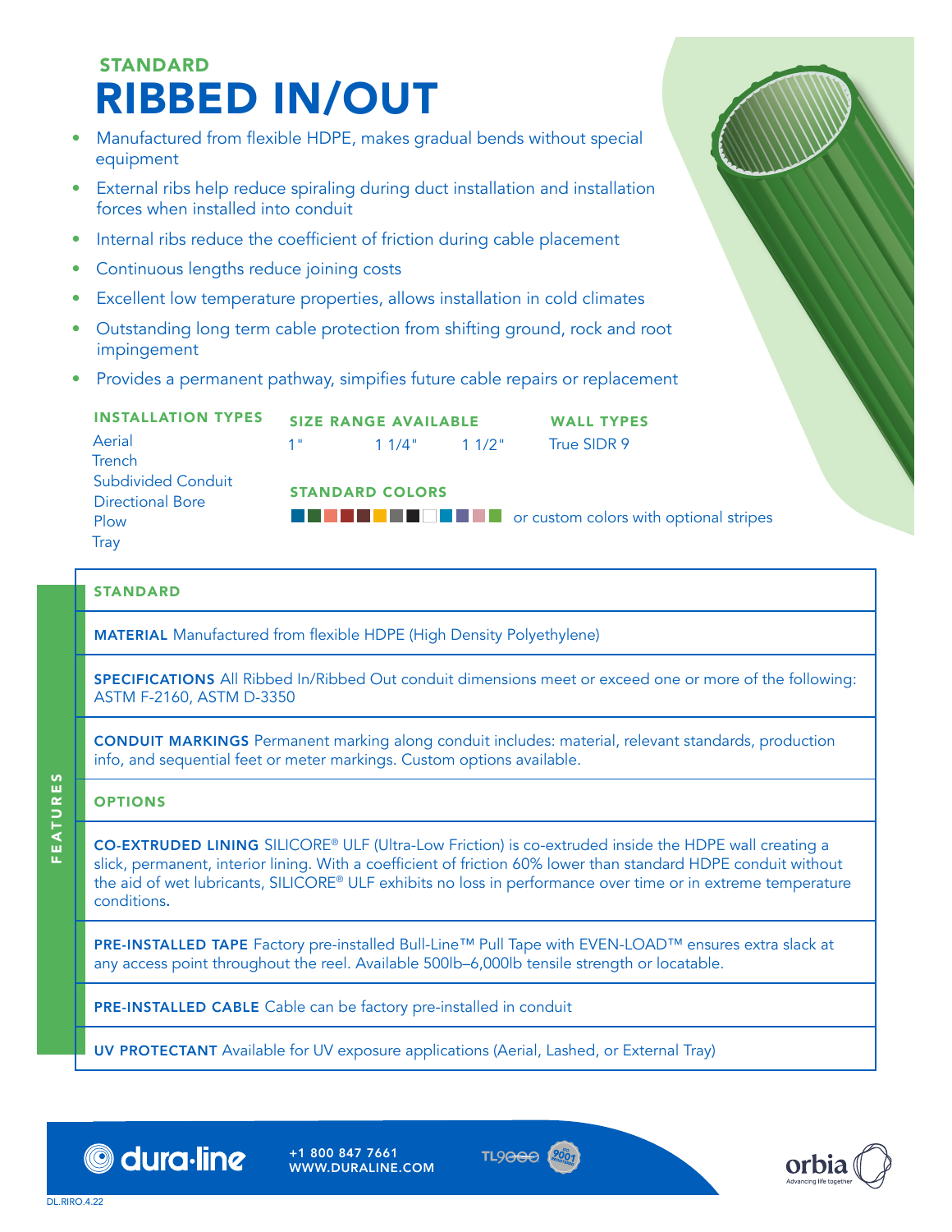## STANDARD

# RIBBED IN/OUT

- Manufactured from flexible HDPE, makes gradual bends without special equipment
- External ribs help reduce spiraling during duct installation and installation forces when installed into conduit
- Internal ribs reduce the coefficient of friction during cable placement
- Continuous lengths reduce joining costs
- Excellent low temperature properties, allows installation in cold climates
- Outstanding long term cable protection from shifting ground, rock and root impingement
- Provides a permanent pathway, simpifies future cable repairs or replacement

**INSTALLATION TYPES**

Aerial
Trench
Subdivided Conduit
Directional Bore
Plow
Tray

**SIZE RANGE AVAILABLE**

1"   1 1/4"   1 1/2"

**WALL TYPES**

True SIDR 9

**STANDARD COLORS**

or custom colors with optional stripes

## FEATURES

### STANDARD

**MATERIAL** Manufactured from flexible HDPE (High Density Polyethylene)

**SPECIFICATIONS** All Ribbed In/Ribbed Out conduit dimensions meet or exceed one or more of the following: ASTM F-2160, ASTM D-3350

**CONDUIT MARKINGS** Permanent marking along conduit includes: material, relevant standards, production info, and sequential feet or meter markings. Custom options available.

### OPTIONS

**CO-EXTRUDED LINING** SILICORE® ULF (Ultra-Low Friction) is co-extruded inside the HDPE wall creating a slick, permanent, interior lining. With a coefficient of friction 60% lower than standard HDPE conduit without the aid of wet lubricants, SILICORE® ULF exhibits no loss in performance over time or in extreme temperature conditions.

**PRE-INSTALLED TAPE** Factory pre-installed Bull-Line™ Pull Tape with EVEN-LOAD™ ensures extra slack at any access point throughout the reel. Available 500lb–6,000lb tensile strength or locatable.

**PRE-INSTALLED CABLE** Cable can be factory pre-installed in conduit

**UV PROTECTANT** Available for UV exposure applications (Aerial, Lashed, or External Tray)

dura·line   +1 800 847 7661   WWW.DURALINE.COM

orbia — Advancing life together

DL.RIRO.4.22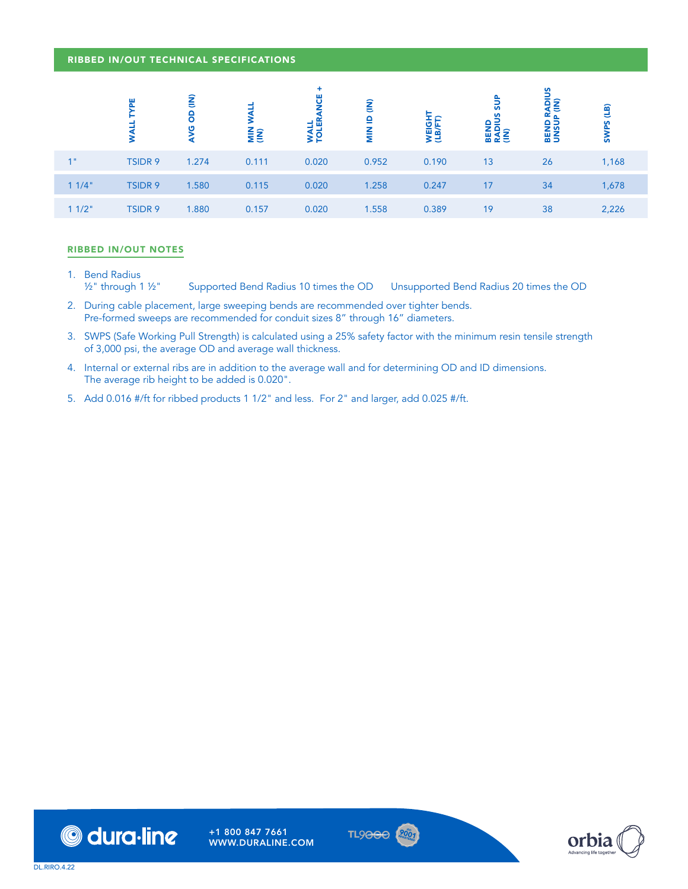## RIBBED IN/OUT TECHNICAL SPECIFICATIONS

| | WALL TYPE | AVG OD (IN) | MIN WALL (IN) | WALL TOLERANCE + | MIN ID (IN) | WEIGHT (LB/FT) | BEND RADIUS SUP (IN) | BEND RADIUS UNSUP (IN) | SWPS (LB) |
|---|---|---|---|---|---|---|---|---|---|
| 1" | TSIDR 9 | 1.274 | 0.111 | 0.020 | 0.952 | 0.190 | 13 | 26 | 1,168 |
| 1 1/4" | TSIDR 9 | 1.580 | 0.115 | 0.020 | 1.258 | 0.247 | 17 | 34 | 1,678 |
| 1 1/2" | TSIDR 9 | 1.880 | 0.157 | 0.020 | 1.558 | 0.389 | 19 | 38 | 2,226 |

### RIBBED IN/OUT NOTES

1. Bend Radius
   ½" through 1 ½"    Supported Bend Radius 10 times the OD    Unsupported Bend Radius 20 times the OD
2. During cable placement, large sweeping bends are recommended over tighter bends.
   Pre-formed sweeps are recommended for conduit sizes 8" through 16" diameters.
3. SWPS (Safe Working Pull Strength) is calculated using a 25% safety factor with the minimum resin tensile strength of 3,000 psi, the average OD and average wall thickness.
4. Internal or external ribs are in addition to the average wall and for determining OD and ID dimensions.
   The average rib height to be added is 0.020".
5. Add 0.016 #/ft for ribbed products 1 1/2" and less. For 2" and larger, add 0.025 #/ft.

+1 800 847 7661
WWW.DURALINE.COM

DL.RIRO.4.22